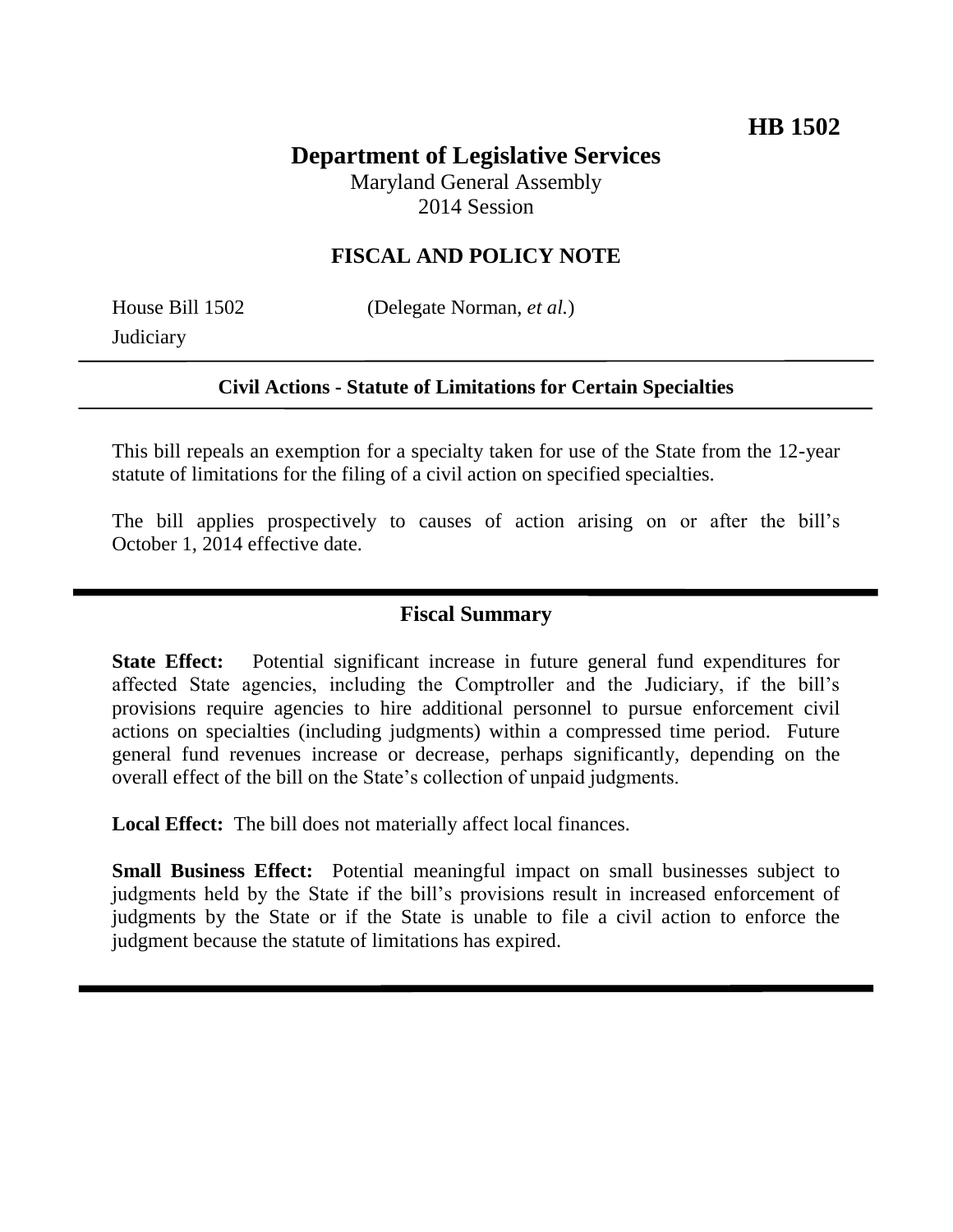HB 1502

# Department of Legislative Services

Maryland General Assembly
2014 Session

## FISCAL AND POLICY NOTE

House Bill 1502 (Delegate Norman, *et al.*)
Judiciary

**Civil Actions - Statute of Limitations for Certain Specialties**

This bill repeals an exemption for a specialty taken for use of the State from the 12-year statute of limitations for the filing of a civil action on specified specialties.

The bill applies prospectively to causes of action arising on or after the bill's October 1, 2014 effective date.

## Fiscal Summary

**State Effect:** Potential significant increase in future general fund expenditures for affected State agencies, including the Comptroller and the Judiciary, if the bill's provisions require agencies to hire additional personnel to pursue enforcement civil actions on specialties (including judgments) within a compressed time period. Future general fund revenues increase or decrease, perhaps significantly, depending on the overall effect of the bill on the State's collection of unpaid judgments.

**Local Effect:** The bill does not materially affect local finances.

**Small Business Effect:** Potential meaningful impact on small businesses subject to judgments held by the State if the bill's provisions result in increased enforcement of judgments by the State or if the State is unable to file a civil action to enforce the judgment because the statute of limitations has expired.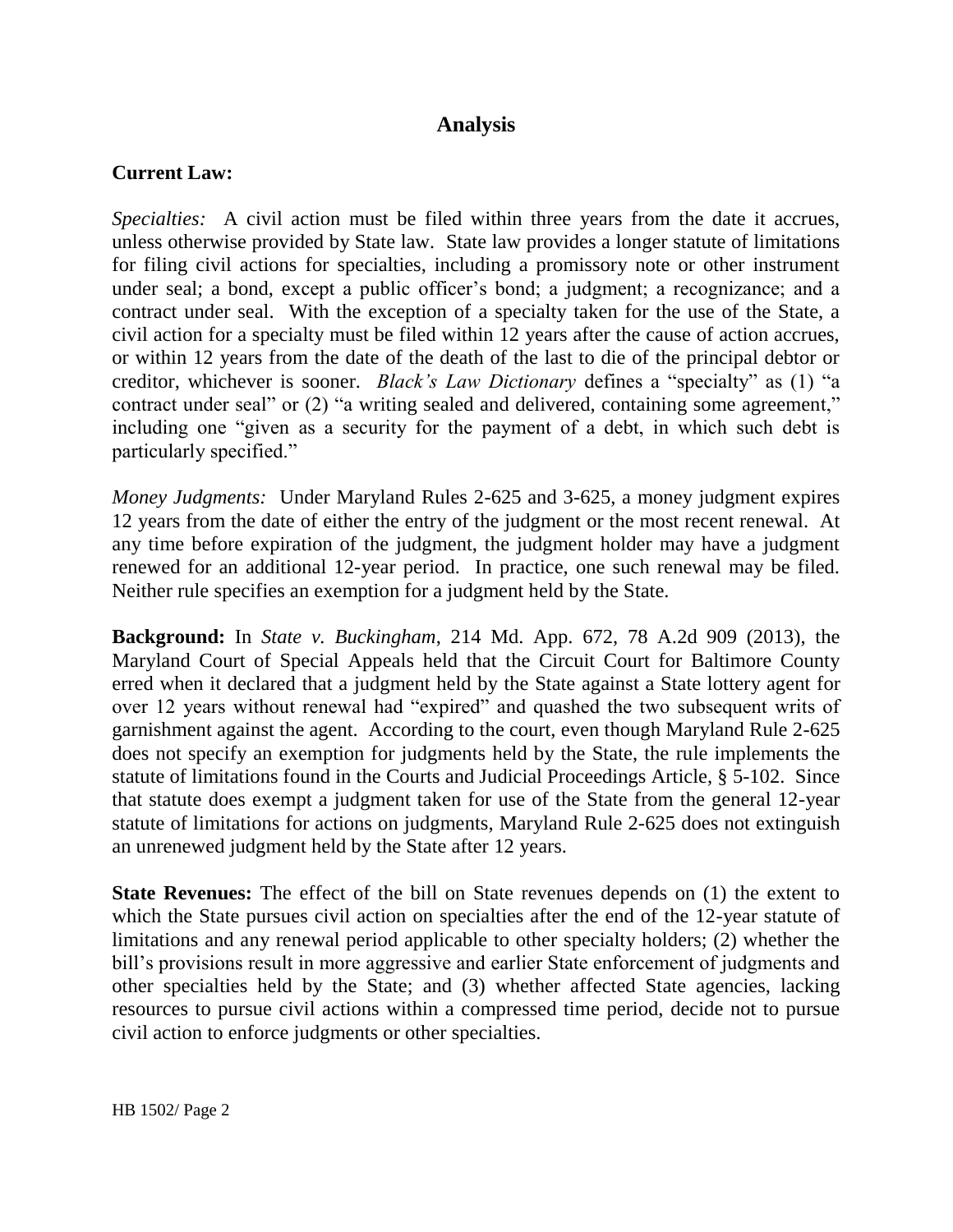# Analysis

## Current Law:

*Specialties:* A civil action must be filed within three years from the date it accrues, unless otherwise provided by State law. State law provides a longer statute of limitations for filing civil actions for specialties, including a promissory note or other instrument under seal; a bond, except a public officer's bond; a judgment; a recognizance; and a contract under seal. With the exception of a specialty taken for the use of the State, a civil action for a specialty must be filed within 12 years after the cause of action accrues, or within 12 years from the date of the death of the last to die of the principal debtor or creditor, whichever is sooner. *Black's Law Dictionary* defines a "specialty" as (1) "a contract under seal" or (2) "a writing sealed and delivered, containing some agreement," including one "given as a security for the payment of a debt, in which such debt is particularly specified."

*Money Judgments:* Under Maryland Rules 2-625 and 3-625, a money judgment expires 12 years from the date of either the entry of the judgment or the most recent renewal. At any time before expiration of the judgment, the judgment holder may have a judgment renewed for an additional 12-year period. In practice, one such renewal may be filed. Neither rule specifies an exemption for a judgment held by the State.

**Background:** In *State v. Buckingham*, 214 Md. App. 672, 78 A.2d 909 (2013), the Maryland Court of Special Appeals held that the Circuit Court for Baltimore County erred when it declared that a judgment held by the State against a State lottery agent for over 12 years without renewal had "expired" and quashed the two subsequent writs of garnishment against the agent. According to the court, even though Maryland Rule 2-625 does not specify an exemption for judgments held by the State, the rule implements the statute of limitations found in the Courts and Judicial Proceedings Article, § 5-102. Since that statute does exempt a judgment taken for use of the State from the general 12-year statute of limitations for actions on judgments, Maryland Rule 2-625 does not extinguish an unrenewed judgment held by the State after 12 years.

**State Revenues:** The effect of the bill on State revenues depends on (1) the extent to which the State pursues civil action on specialties after the end of the 12-year statute of limitations and any renewal period applicable to other specialty holders; (2) whether the bill's provisions result in more aggressive and earlier State enforcement of judgments and other specialties held by the State; and (3) whether affected State agencies, lacking resources to pursue civil actions within a compressed time period, decide not to pursue civil action to enforce judgments or other specialties.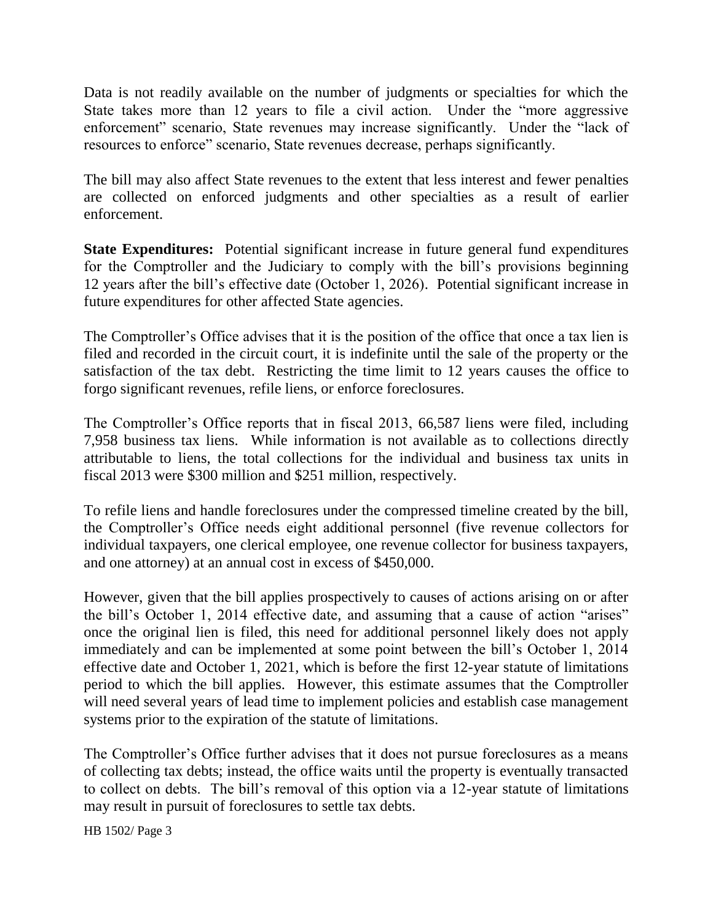Data is not readily available on the number of judgments or specialties for which the State takes more than 12 years to file a civil action. Under the "more aggressive enforcement" scenario, State revenues may increase significantly. Under the "lack of resources to enforce" scenario, State revenues decrease, perhaps significantly.

The bill may also affect State revenues to the extent that less interest and fewer penalties are collected on enforced judgments and other specialties as a result of earlier enforcement.

**State Expenditures:** Potential significant increase in future general fund expenditures for the Comptroller and the Judiciary to comply with the bill's provisions beginning 12 years after the bill's effective date (October 1, 2026). Potential significant increase in future expenditures for other affected State agencies.

The Comptroller's Office advises that it is the position of the office that once a tax lien is filed and recorded in the circuit court, it is indefinite until the sale of the property or the satisfaction of the tax debt. Restricting the time limit to 12 years causes the office to forgo significant revenues, refile liens, or enforce foreclosures.

The Comptroller's Office reports that in fiscal 2013, 66,587 liens were filed, including 7,958 business tax liens. While information is not available as to collections directly attributable to liens, the total collections for the individual and business tax units in fiscal 2013 were $300 million and $251 million, respectively.

To refile liens and handle foreclosures under the compressed timeline created by the bill, the Comptroller's Office needs eight additional personnel (five revenue collectors for individual taxpayers, one clerical employee, one revenue collector for business taxpayers, and one attorney) at an annual cost in excess of $450,000.

However, given that the bill applies prospectively to causes of actions arising on or after the bill's October 1, 2014 effective date, and assuming that a cause of action "arises" once the original lien is filed, this need for additional personnel likely does not apply immediately and can be implemented at some point between the bill's October 1, 2014 effective date and October 1, 2021, which is before the first 12-year statute of limitations period to which the bill applies. However, this estimate assumes that the Comptroller will need several years of lead time to implement policies and establish case management systems prior to the expiration of the statute of limitations.

The Comptroller's Office further advises that it does not pursue foreclosures as a means of collecting tax debts; instead, the office waits until the property is eventually transacted to collect on debts. The bill's removal of this option via a 12-year statute of limitations may result in pursuit of foreclosures to settle tax debts.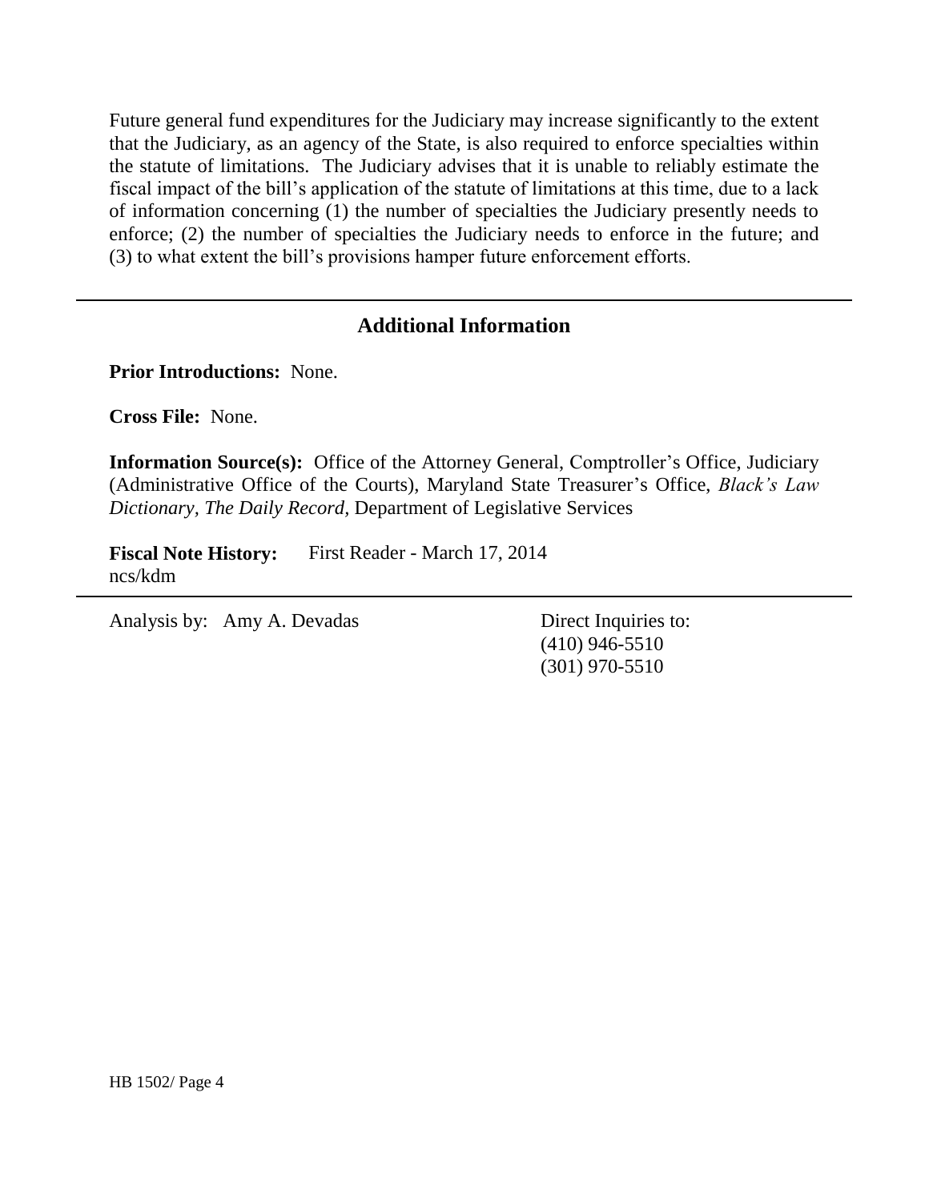Future general fund expenditures for the Judiciary may increase significantly to the extent that the Judiciary, as an agency of the State, is also required to enforce specialties within the statute of limitations. The Judiciary advises that it is unable to reliably estimate the fiscal impact of the bill's application of the statute of limitations at this time, due to a lack of information concerning (1) the number of specialties the Judiciary presently needs to enforce; (2) the number of specialties the Judiciary needs to enforce in the future; and (3) to what extent the bill's provisions hamper future enforcement efforts.

## Additional Information

**Prior Introductions:** None.

**Cross File:** None.

**Information Source(s):** Office of the Attorney General, Comptroller's Office, Judiciary (Administrative Office of the Courts), Maryland State Treasurer's Office, *Black's Law Dictionary*, *The Daily Record*, Department of Legislative Services

**Fiscal Note History:** First Reader - March 17, 2014
ncs/kdm

Analysis by: Amy A. Devadas

Direct Inquiries to:
(410) 946-5510
(301) 970-5510